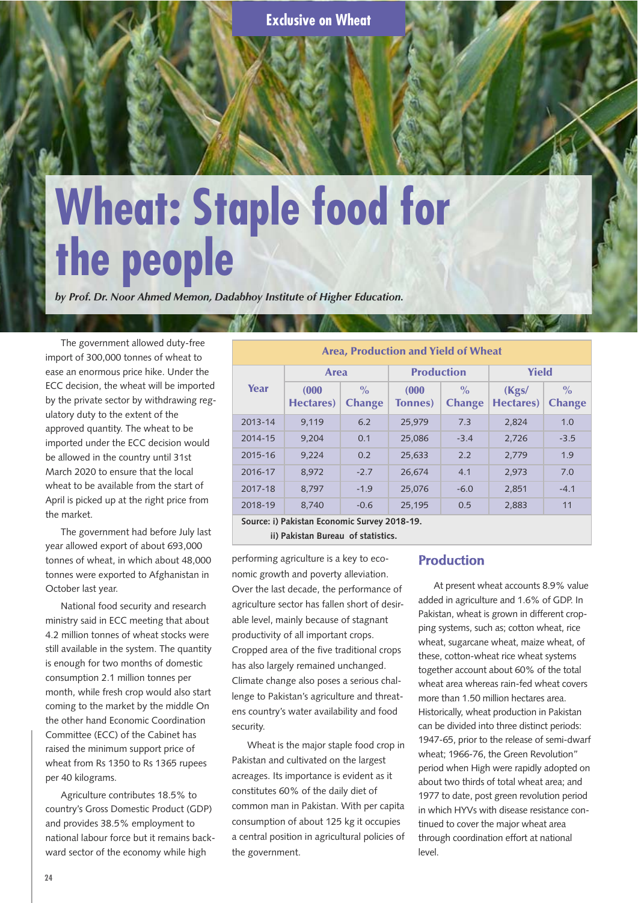Exclusive on Wheat

# Wheat: Staple food for the people

*by Prof. Dr. Noor Ahmed Memon, Dadabhoy Institute of Higher Education.*

The government allowed duty-free import of 300,000 tonnes of wheat to ease an enormous price hike. Under the ECC decision, the wheat will be imported by the private sector by withdrawing regulatory duty to the extent of the approved quantity. The wheat to be imported under the ECC decision would be allowed in the country until 31st March 2020 to ensure that the local wheat to be available from the start of April is picked up at the right price from the market.

The government had before July last year allowed export of about 693,000 tonnes of wheat, in which about 48,000 tonnes were exported to Afghanistan in October last year.

National food security and research ministry said in ECC meeting that about 4.2 million tonnes of wheat stocks were still available in the system. The quantity is enough for two months of domestic consumption 2.1 million tonnes per month, while fresh crop would also start coming to the market by the middle On the other hand Economic Coordination Committee (ECC) of the Cabinet has raised the minimum support price of wheat from Rs 1350 to Rs 1365 rupees per 40 kilograms.

Agriculture contributes 18.5% to country's Gross Domestic Product (GDP) and provides 38.5% employment to national labour force but it remains backward sector of the economy while high performing agriculture is a key to economic growth and poverty alleviation. Over the last decade, the performance of agriculture sector has fallen short of desirable level, mainly because of stagnant productivity of all important crops. Cropped area of the five traditional crops has also largely remained unchanged. Climate change also poses a serious challenge to Pakistan's agriculture and threatens country's water availability and food security.

Wheat is the major staple food crop in Pakistan and cultivated on the largest acreages. Its importance is evident as it constitutes 60% of the daily diet of common man in Pakistan. With per capita consumption of about 125 kg it occupies a central position in agricultural policies of the government.

**Area, Production and Yield of Wheat**

| Year | Area | | Production | | Yield | |
|---|---|---|---|---|---|---|
| | (000 Hectares) | % Change | (000 Tonnes) | % Change | (Kgs/ Hectares) | % Change |
| 2013-14 | 9,119 | 6.2 | 25,979 | 7.3 | 2,824 | 1.0 |
| 2014-15 | 9,204 | 0.1 | 25,086 | -3.4 | 2,726 | -3.5 |
| 2015-16 | 9,224 | 0.2 | 25,633 | 2.2 | 2,779 | 1.9 |
| 2016-17 | 8,972 | -2.7 | 26,674 | 4.1 | 2,973 | 7.0 |
| 2017-18 | 8,797 | -1.9 | 25,076 | -6.0 | 2,851 | -4.1 |
| 2018-19 | 8,740 | -0.6 | 25,195 | 0.5 | 2,883 | 11 |

Source: i) Pakistan Economic Survey 2018-19.
ii) Pakistan Bureau of statistics.

## Production

At present wheat accounts 8.9% value added in agriculture and 1.6% of GDP. In Pakistan, wheat is grown in different cropping systems, such as; cotton wheat, rice wheat, sugarcane wheat, maize wheat, of these, cotton-wheat rice wheat systems together account about 60% of the total wheat area whereas rain-fed wheat covers more than 1.50 million hectares area. Historically, wheat production in Pakistan can be divided into three distinct periods: 1947-65, prior to the release of semi-dwarf wheat; 1966-76, the Green Revolution" period when High were rapidly adopted on about two thirds of total wheat area; and 1977 to date, post green revolution period in which HYVs with disease resistance continued to cover the major wheat area through coordination effort at national level.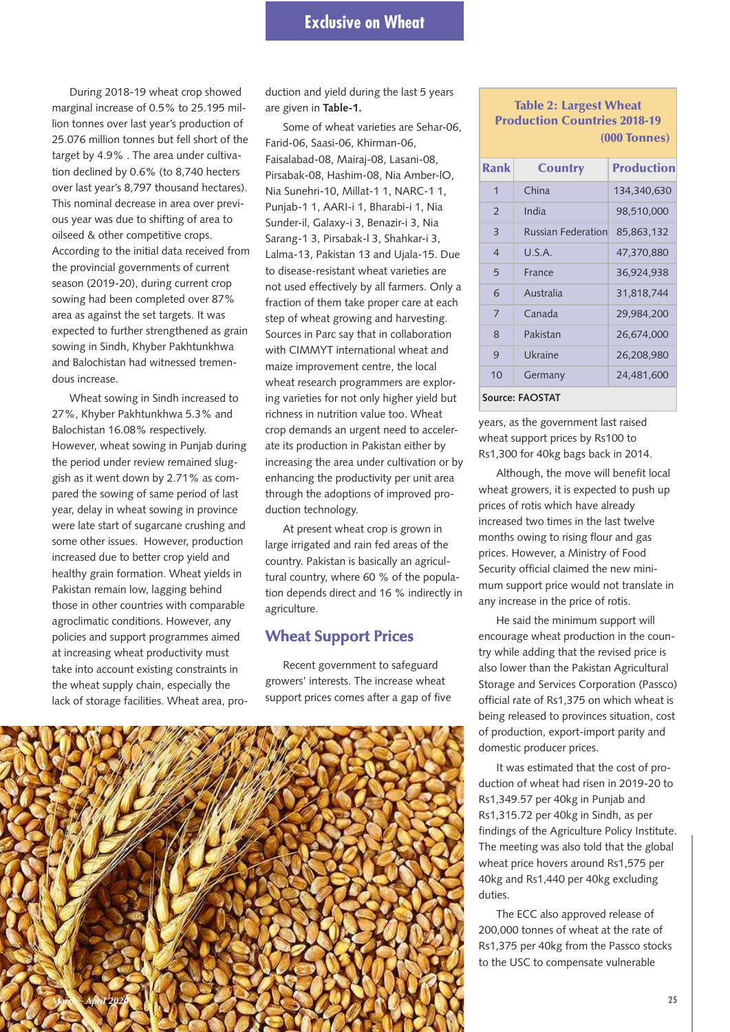During 2018-19 wheat crop showed marginal increase of 0.5% to 25.195 million tonnes over last year's production of 25.076 million tonnes but fell short of the target by 4.9% . The area under cultivation declined by 0.6% (to 8,740 hecters over last year's 8,797 thousand hectares). This nominal decrease in area over previous year was due to shifting of area to oilseed & other competitive crops. According to the initial data received from the provincial governments of current season (2019-20), during current crop sowing had been completed over 87% area as against the set targets. It was expected to further strengthened as grain sowing in Sindh, Khyber Pakhtunkhwa and Balochistan had witnessed tremendous increase.

Wheat sowing in Sindh increased to 27%, Khyber Pakhtunkhwa 5.3% and Balochistan 16.08% respectively. However, wheat sowing in Punjab during the period under review remained sluggish as it went down by 2.71% as compared the sowing of same period of last year, delay in wheat sowing in province were late start of sugarcane crushing and some other issues. However, production increased due to better crop yield and healthy grain formation. Wheat yields in Pakistan remain low, lagging behind those in other countries with comparable agroclimatic conditions. However, any policies and support programmes aimed at increasing wheat productivity must take into account existing constraints in the wheat supply chain, especially the lack of storage facilities. Wheat area, production and yield during the last 5 years are given in **Table-1.**

Some of wheat varieties are Sehar-06, Farid-06, Saasi-06, Khirman-06, Faisalabad-08, Mairaj-08, Lasani-08, Pirsabak-08, Hashim-08, Nia Amber-lO, Nia Sunehri-10, Millat-1 1, NARC-1 1, Punjab-1 1, AARI-i 1, Bharabi-i 1, Nia Sunder-il, Galaxy-i 3, Benazir-i 3, Nia Sarang-1 3, Pirsabak-l 3, Shahkar-i 3, Lalma-13, Pakistan 13 and Ujala-15. Due to disease-resistant wheat varieties are not used effectively by all farmers. Only a fraction of them take proper care at each step of wheat growing and harvesting. Sources in Parc say that in collaboration with CIMMYT international wheat and maize improvement centre, the local wheat research programmers are exploring varieties for not only higher yield but richness in nutrition value too. Wheat crop demands an urgent need to accelerate its production in Pakistan either by increasing the area under cultivation or by enhancing the productivity per unit area through the adoptions of improved production technology.

At present wheat crop is grown in large irrigated and rain fed areas of the country. Pakistan is basically an agricultural country, where 60 % of the population depends direct and 16 % indirectly in agriculture.

## Wheat Support Prices

Recent government to safeguard growers' interests. The increase wheat support prices comes after a gap of five years, the government last raised wheat support prices by Rs100 to Rs1,300 for 40kg bags back in 2014.

**Table 2: Largest Wheat Production Countries 2018-19 (000 Tonnes)**

| Rank | Country | Production |
|---|---|---|
| 1 | China | 134,340,630 |
| 2 | India | 98,510,000 |
| 3 | Russian Federation | 85,863,132 |
| 4 | U.S.A. | 47,370,880 |
| 5 | France | 36,924,938 |
| 6 | Australia | 31,818,744 |
| 7 | Canada | 29,984,200 |
| 8 | Pakistan | 26,674,000 |
| 9 | Ukraine | 26,208,980 |
| 10 | Germany | 24,481,600 |

**Source: FAOSTAT**

Although, the move will benefit local wheat growers, it is expected to push up prices of rotis which have already increased two times in the last twelve months owing to rising flour and gas prices. However, a Ministry of Food Security official claimed the new minimum support price would not translate in any increase in the price of rotis.

He said the minimum support will encourage wheat production in the country while adding that the revised price is also lower than the Pakistan Agricultural Storage and Services Corporation (Passco) official rate of Rs1,375 on which wheat is being released to provinces situation, cost of production, export-import parity and domestic producer prices.

It was estimated that the cost of production of wheat had risen in 2019-20 to Rs1,349.57 per 40kg in Punjab and Rs1,315.72 per 40kg in Sindh, as per findings of the Agriculture Policy Institute. The meeting was also told that the global wheat price hovers around Rs1,575 per 40kg and Rs1,440 per 40kg excluding duties.

The ECC also approved release of 200,000 tonnes of wheat at the rate of Rs1,375 per 40kg from the Passco stocks to the USC to compensate vulnerable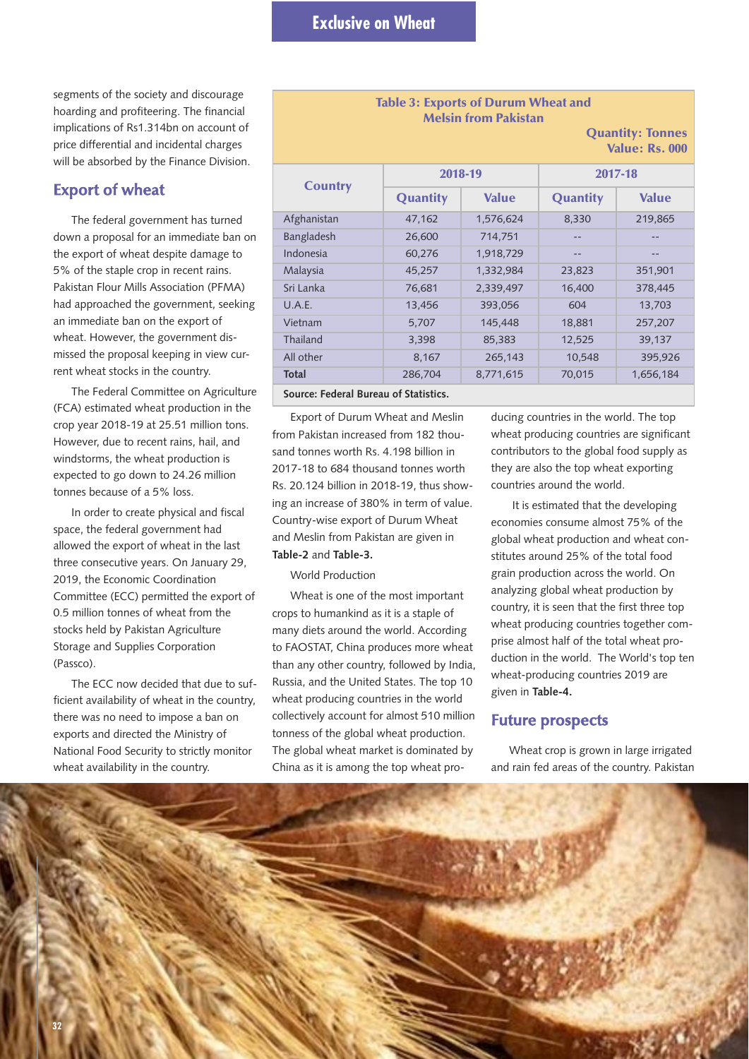segments of the society and discourage hoarding and profiteering. The financial implications of Rs1.314bn on account of price differential and incidental charges will be absorbed by the Finance Division.

## Export of wheat

The federal government has turned down a proposal for an immediate ban on the export of wheat despite damage to 5% of the staple crop in recent rains. Pakistan Flour Mills Association (PFMA) had approached the government, seeking an immediate ban on the export of wheat. However, the government dismissed the proposal keeping in view current wheat stocks in the country.

The Federal Committee on Agriculture (FCA) estimated wheat production in the crop year 2018-19 at 25.51 million tons. However, due to recent rains, hail, and windstorms, the wheat production is expected to go down to 24.26 million tonnes because of a 5% loss.

In order to create physical and fiscal space, the federal government had allowed the export of wheat in the last three consecutive years. On January 29, 2019, the Economic Coordination Committee (ECC) permitted the export of 0.5 million tonnes of wheat from the stocks held by Pakistan Agriculture Storage and Supplies Corporation (Passco).

The ECC now decided that due to sufficient availability of wheat in the country, there was no need to impose a ban on exports and directed the Ministry of National Food Security to strictly monitor wheat availability in the country.

**Table 3: Exports of Durum Wheat and Melsin from Pakistan**

Quantity: Tonnes
Value: Rs. 000

| Country | 2018-19 | | 2017-18 | |
|---|---|---|---|---|
| | Quantity | Value | Quantity | Value |
| Afghanistan | 47,162 | 1,576,624 | 8,330 | 219,865 |
| Bangladesh | 26,600 | 714,751 | -- | -- |
| Indonesia | 60,276 | 1,918,729 | -- | -- |
| Malaysia | 45,257 | 1,332,984 | 23,823 | 351,901 |
| Sri Lanka | 76,681 | 2,339,497 | 16,400 | 378,445 |
| U.A.E. | 13,456 | 393,056 | 604 | 13,703 |
| Vietnam | 5,707 | 145,448 | 18,881 | 257,207 |
| Thailand | 3,398 | 85,383 | 12,525 | 39,137 |
| All other | 8,167 | 265,143 | 10,548 | 395,926 |
| **Total** | 286,704 | 8,771,615 | 70,015 | 1,656,184 |

**Source: Federal Bureau of Statistics.**

Export of Durum Wheat and Meslin from Pakistan increased from 182 thousand tonnes worth Rs. 4.198 billion in 2017-18 to 684 thousand tonnes worth Rs. 20.124 billion in 2018-19, thus showing an increase of 380% in term of value. Country-wise export of Durum Wheat and Meslin from Pakistan are given in **Table-2** and **Table-3.**

World Production

Wheat is one of the most important crops to humankind as it is a staple of many diets around the world. According to FAOSTAT, China produces more wheat than any other country, followed by India, Russia, and the United States. The top 10 wheat producing countries in the world collectively account for almost 510 million tonness of the global wheat production. The global wheat market is dominated by China as it is among the top wheat producing countries in the world. The top wheat producing countries are significant contributors to the global food supply as they are also the top wheat exporting countries around the world.

It is estimated that the developing economies consume almost 75% of the global wheat production and wheat constitutes around 25% of the total food grain production across the world. On analyzing global wheat production by country, it is seen that the first three top wheat producing countries together comprise almost half of the total wheat production in the world. The World's top ten wheat-producing countries 2019 are given in **Table-4.**

## Future prospects

Wheat crop is grown in large irrigated and rain fed areas of the country. Pakistan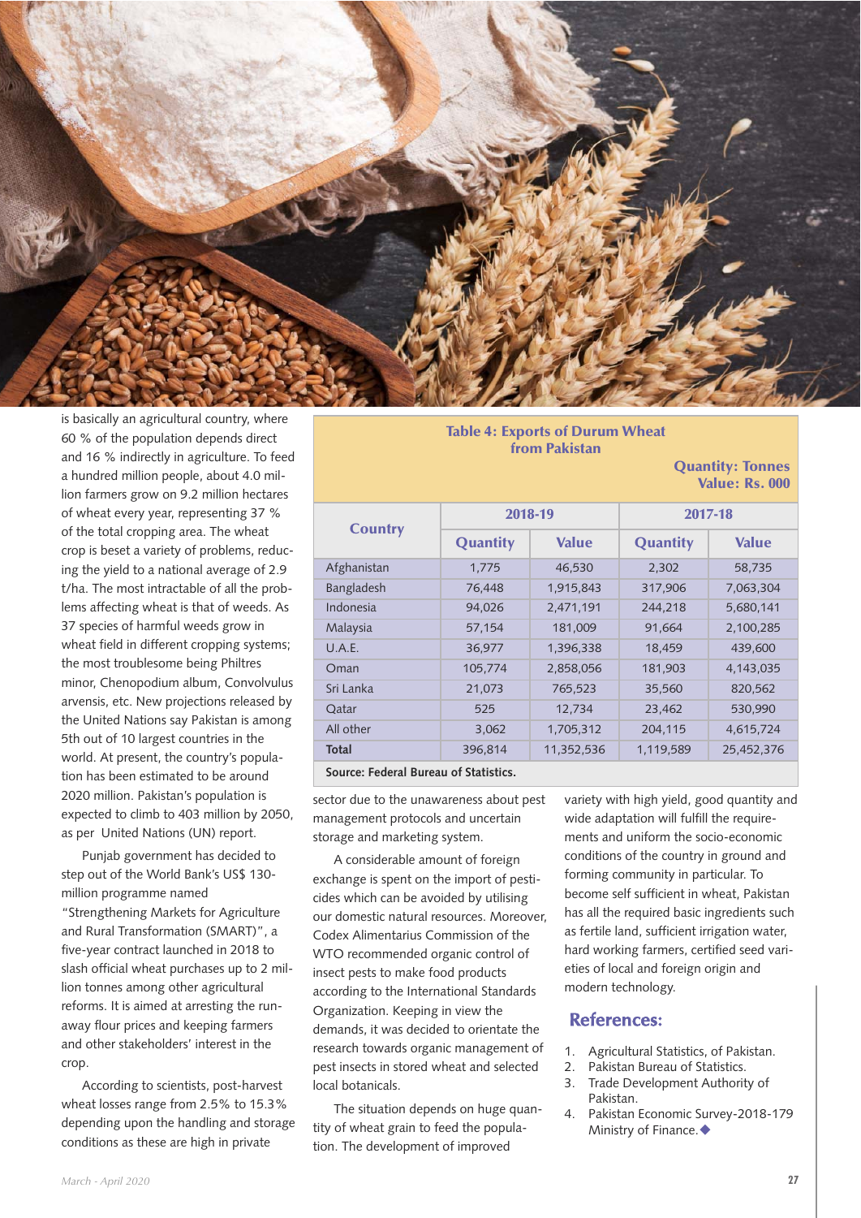is basically an agricultural country, where 60 % of the population depends direct and 16 % indirectly in agriculture. To feed a hundred million people, about 4.0 million farmers grow on 9.2 million hectares of wheat every year, representing 37 % of the total cropping area. The wheat crop is beset a variety of problems, reducing the yield to a national average of 2.9 t/ha. The most intractable of all the problems affecting wheat is that of weeds. As 37 species of harmful weeds grow in wheat field in different cropping systems; the most troublesome being Philtres minor, Chenopodium album, Convolvulus arvensis, etc. New projections released by the United Nations say Pakistan is among 5th out of 10 largest countries in the world. At present, the country's population has been estimated to be around 2020 million. Pakistan's population is expected to climb to 403 million by 2050, as per United Nations (UN) report.

Punjab government has decided to step out of the World Bank's US$ 130-million programme named "Strengthening Markets for Agriculture and Rural Transformation (SMART)", a five-year contract launched in 2018 to slash official wheat purchases up to 2 million tonnes among other agricultural reforms. It is aimed at arresting the runaway flour prices and keeping farmers and other stakeholders' interest in the crop.

According to scientists, post-harvest wheat losses range from 2.5% to 15.3% depending upon the handling and storage conditions as these are high in private sector due to the unawareness about pest management protocols and uncertain storage and marketing system.

**Table 4: Exports of Durum Wheat from Pakistan**

Quantity: Tonnes
Value: Rs. 000

| Country | 2018-19 | | 2017-18 | |
|---|---|---|---|---|
| | Quantity | Value | Quantity | Value |
| Afghanistan | 1,775 | 46,530 | 2,302 | 58,735 |
| Bangladesh | 76,448 | 1,915,843 | 317,906 | 7,063,304 |
| Indonesia | 94,026 | 2,471,191 | 244,218 | 5,680,141 |
| Malaysia | 57,154 | 181,009 | 91,664 | 2,100,285 |
| U.A.E. | 36,977 | 1,396,338 | 18,459 | 439,600 |
| Oman | 105,774 | 2,858,056 | 181,903 | 4,143,035 |
| Sri Lanka | 21,073 | 765,523 | 35,560 | 820,562 |
| Qatar | 525 | 12,734 | 23,462 | 530,990 |
| All other | 3,062 | 1,705,312 | 204,115 | 4,615,724 |
| **Total** | 396,814 | 11,352,536 | 1,119,589 | 25,452,376 |

**Source: Federal Bureau of Statistics.**

A considerable amount of foreign exchange is spent on the import of pesticides which can be avoided by utilising our domestic natural resources. Moreover, Codex Alimentarius Commission of the WTO recommended organic control of insect pests to make food products according to the International Standards Organization. Keeping in view the demands, it was decided to orientate the research towards organic management of pest insects in stored wheat and selected local botanicals.

The situation depends on huge quantity of wheat grain to feed the population. The development of improved variety with high yield, good quantity and wide adaptation will fulfill the requirements and uniform the socio-economic conditions of the country in ground and forming community in particular. To become self sufficient in wheat, Pakistan has all the required basic ingredients such as fertile land, sufficient irrigation water, hard working farmers, certified seed varieties of local and foreign origin and modern technology.

## References:

1. Agricultural Statistics, of Pakistan.
2. Pakistan Bureau of Statistics.
3. Trade Development Authority of Pakistan.
4. Pakistan Economic Survey-2018-179 Ministry of Finance.◆